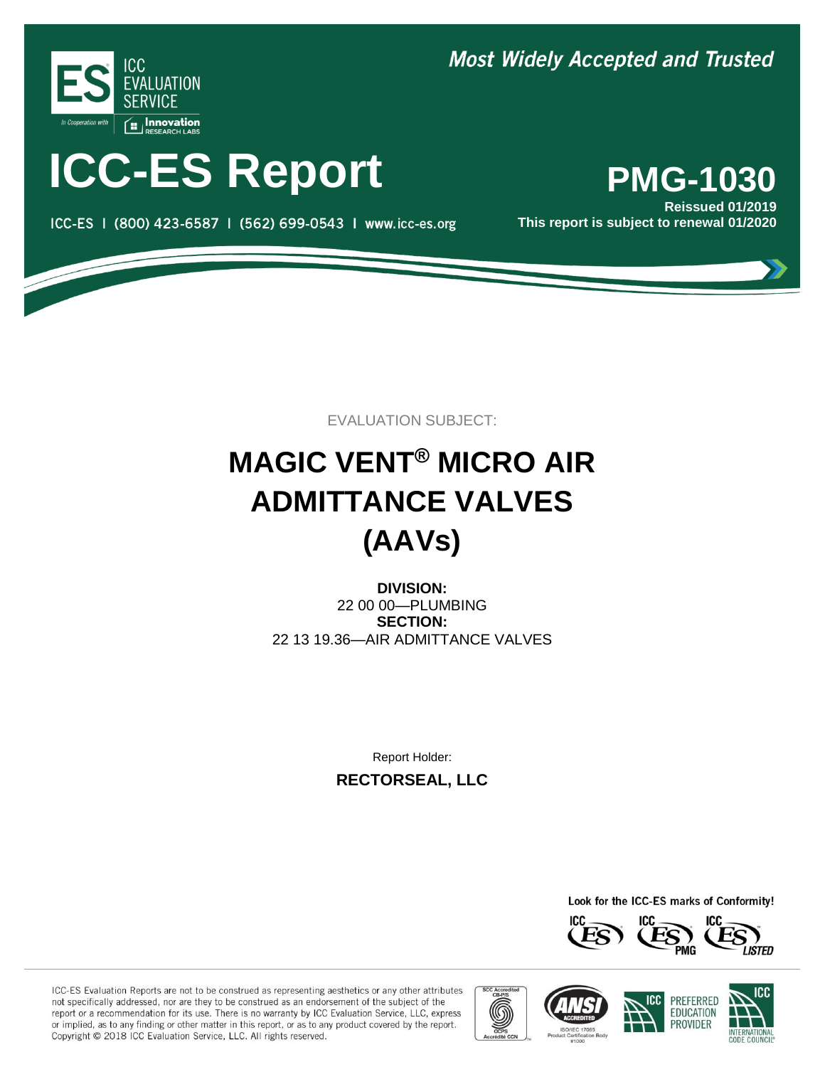Most Widely Accepted and Trusted

ICC EVALUATION SERVICE

In Cooperation with Innovation RESEARCH LABS

# ICC-ES Report

# PMG-1030

ICC-ES | (800) 423-6587 | (562) 699-0543 | www.icc-es.org

**Reissued 01/2019**

**This report is subject to renewal 01/2020**

EVALUATION SUBJECT:

# MAGIC VENT® MICRO AIR ADMITTANCE VALVES (AAVs)

**DIVISION:**
22 00 00—PLUMBING
**SECTION:**
22 13 19.36—AIR ADMITTANCE VALVES

Report Holder:

**RECTORSEAL, LLC**

Look for the ICC-ES marks of Conformity!

ICC-ES Evaluation Reports are not to be construed as representing aesthetics or any other attributes not specifically addressed, nor are they to be construed as an endorsement of the subject of the report or a recommendation for its use. There is no warranty by ICC Evaluation Service, LLC, express or implied, as to any finding or other matter in this report, or as to any product covered by the report. Copyright © 2018 ICC Evaluation Service, LLC. All rights reserved.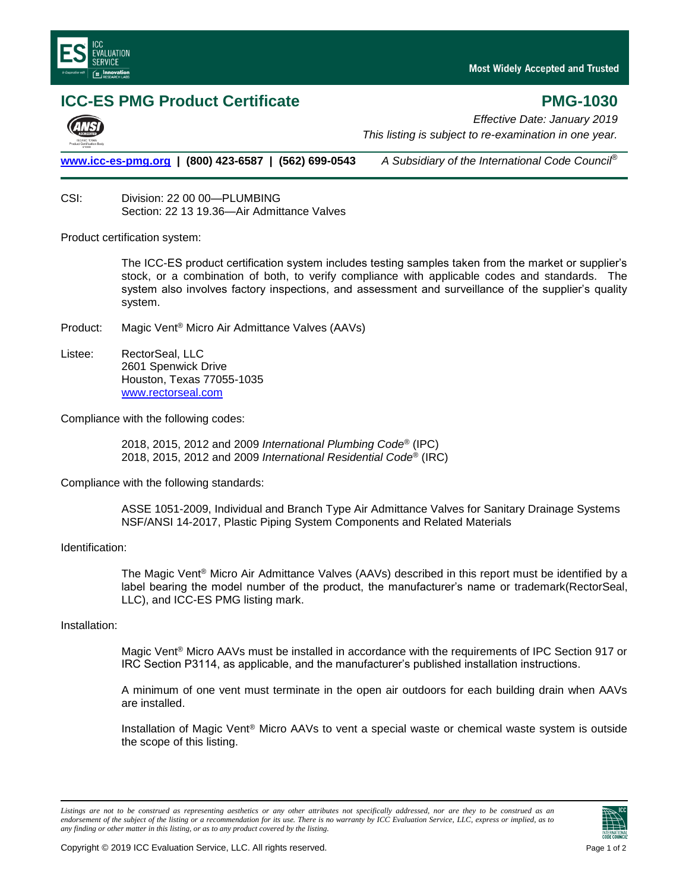# ICC-ES PMG Product Certificate

# PMG-1030

*Effective Date: January 2019*
*This listing is subject to re-examination in one year.*

**www.icc-es-pmg.org | (800) 423-6587 | (562) 699-0543** *A Subsidiary of the International Code Council®*

CSI: Division: 22 00 00—PLUMBING
Section: 22 13 19.36—Air Admittance Valves

Product certification system:

The ICC-ES product certification system includes testing samples taken from the market or supplier's stock, or a combination of both, to verify compliance with applicable codes and standards. The system also involves factory inspections, and assessment and surveillance of the supplier's quality system.

Product: Magic Vent® Micro Air Admittance Valves (AAVs)

Listee: RectorSeal, LLC
2601 Spenwick Drive
Houston, Texas 77055-1035
www.rectorseal.com

Compliance with the following codes:

2018, 2015, 2012 and 2009 *International Plumbing Code®* (IPC)
2018, 2015, 2012 and 2009 *International Residential Code®* (IRC)

Compliance with the following standards:

ASSE 1051-2009, Individual and Branch Type Air Admittance Valves for Sanitary Drainage Systems
NSF/ANSI 14-2017, Plastic Piping System Components and Related Materials

Identification:

The Magic Vent® Micro Air Admittance Valves (AAVs) described in this report must be identified by a label bearing the model number of the product, the manufacturer's name or trademark(RectorSeal, LLC), and ICC-ES PMG listing mark.

Installation:

Magic Vent® Micro AAVs must be installed in accordance with the requirements of IPC Section 917 or IRC Section P3114, as applicable, and the manufacturer's published installation instructions.

A minimum of one vent must terminate in the open air outdoors for each building drain when AAVs are installed.

Installation of Magic Vent® Micro AAVs to vent a special waste or chemical waste system is outside the scope of this listing.

*Listings are not to be construed as representing aesthetics or any other attributes not specifically addressed, nor are they to be construed as an endorsement of the subject of the listing or a recommendation for its use. There is no warranty by ICC Evaluation Service, LLC, express or implied, as to any finding or other matter in this listing, or as to any product covered by the listing.*

Copyright © 2019 ICC Evaluation Service, LLC. All rights reserved.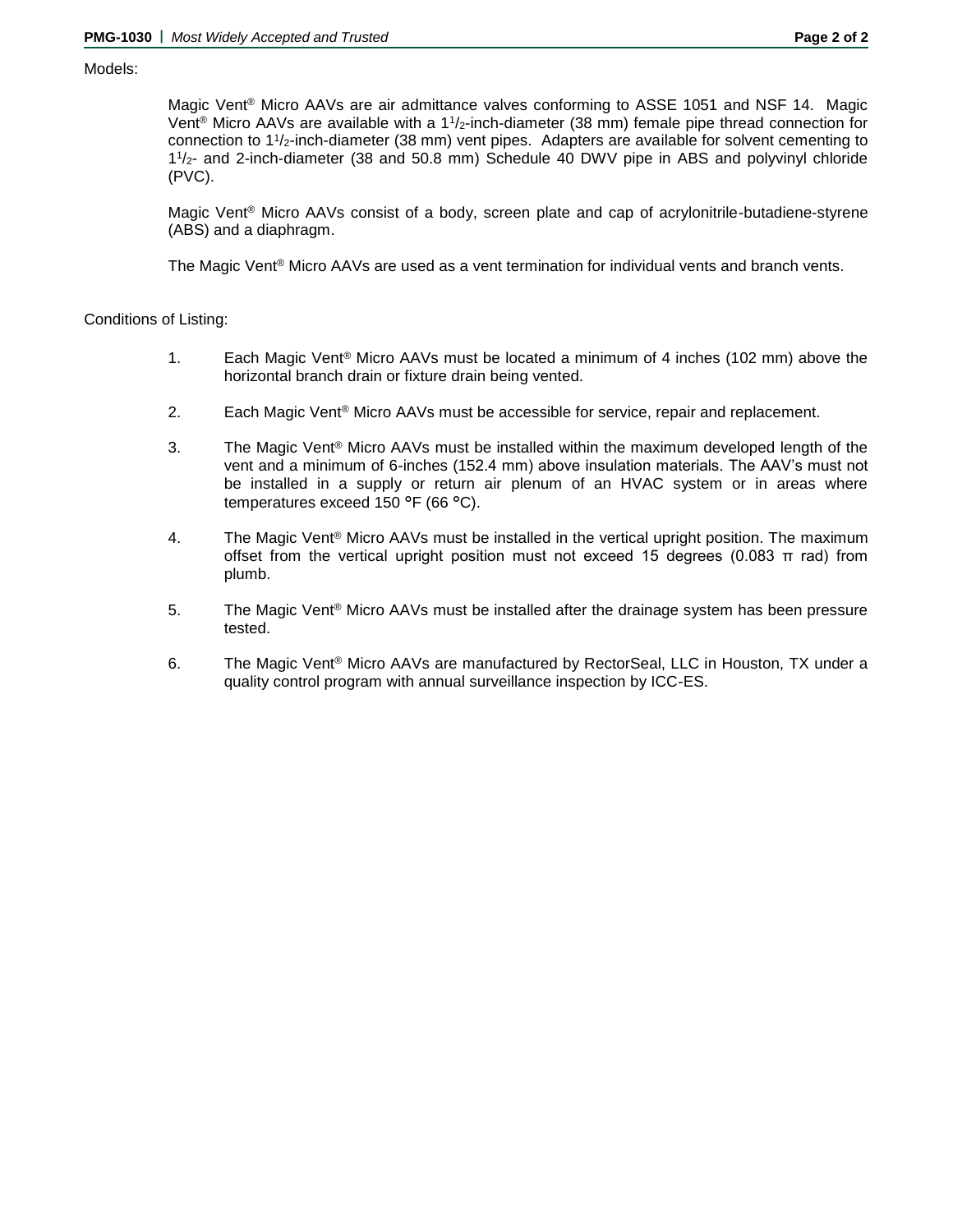Models:

Magic Vent® Micro AAVs are air admittance valves conforming to ASSE 1051 and NSF 14. Magic Vent® Micro AAVs are available with a $1^{1}/_{2}$-inch-diameter (38 mm) female pipe thread connection for connection to $1^{1}/_{2}$-inch-diameter (38 mm) vent pipes. Adapters are available for solvent cementing to $1^{1}/_{2}$- and 2-inch-diameter (38 and 50.8 mm) Schedule 40 DWV pipe in ABS and polyvinyl chloride (PVC).

Magic Vent® Micro AAVs consist of a body, screen plate and cap of acrylonitrile-butadiene-styrene (ABS) and a diaphragm.

The Magic Vent® Micro AAVs are used as a vent termination for individual vents and branch vents.

Conditions of Listing:

1. Each Magic Vent® Micro AAVs must be located a minimum of 4 inches (102 mm) above the horizontal branch drain or fixture drain being vented.

2. Each Magic Vent® Micro AAVs must be accessible for service, repair and replacement.

3. The Magic Vent® Micro AAVs must be installed within the maximum developed length of the vent and a minimum of 6-inches (152.4 mm) above insulation materials. The AAV's must not be installed in a supply or return air plenum of an HVAC system or in areas where temperatures exceed 150 °F (66 °C).

4. The Magic Vent® Micro AAVs must be installed in the vertical upright position. The maximum offset from the vertical upright position must not exceed 15 degrees (0.083 π rad) from plumb.

5. The Magic Vent® Micro AAVs must be installed after the drainage system has been pressure tested.

6. The Magic Vent® Micro AAVs are manufactured by RectorSeal, LLC in Houston, TX under a quality control program with annual surveillance inspection by ICC-ES.